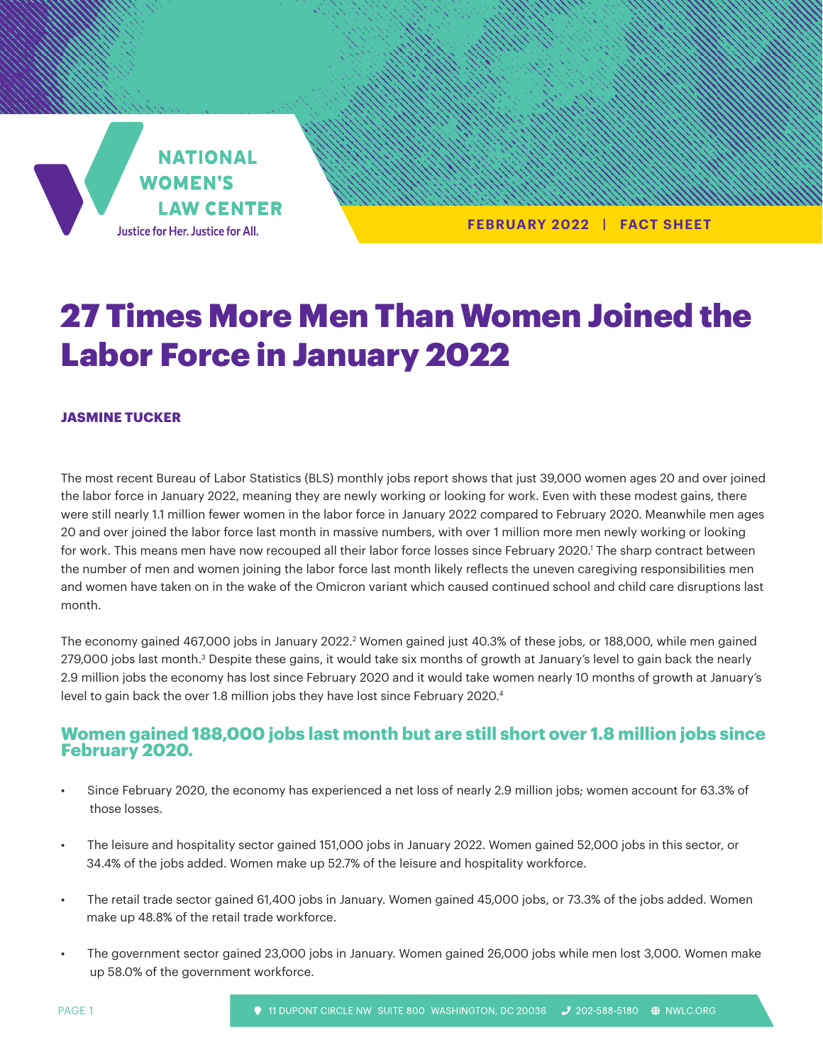NATIONAL WOMEN'S LAW CENTER
Justice for Her. Justice for All.

FEBRUARY 2022 | FACT SHEET

# 27 Times More Men Than Women Joined the Labor Force in January 2022

**JASMINE TUCKER**

The most recent Bureau of Labor Statistics (BLS) monthly jobs report shows that just 39,000 women ages 20 and over joined the labor force in January 2022, meaning they are newly working or looking for work. Even with these modest gains, there were still nearly 1.1 million fewer women in the labor force in January 2022 compared to February 2020. Meanwhile men ages 20 and over joined the labor force last month in massive numbers, with over 1 million more men newly working or looking for work. This means men have now recouped all their labor force losses since February 2020.[1] The sharp contract between the number of men and women joining the labor force last month likely reflects the uneven caregiving responsibilities men and women have taken on in the wake of the Omicron variant which caused continued school and child care disruptions last month.

The economy gained 467,000 jobs in January 2022.[2] Women gained just 40.3% of these jobs, or 188,000, while men gained 279,000 jobs last month.[3] Despite these gains, it would take six months of growth at January's level to gain back the nearly 2.9 million jobs the economy has lost since February 2020 and it would take women nearly 10 months of growth at January's level to gain back the over 1.8 million jobs they have lost since February 2020.[4]

## Women gained 188,000 jobs last month but are still short over 1.8 million jobs since February 2020.

- Since February 2020, the economy has experienced a net loss of nearly 2.9 million jobs; women account for 63.3% of those losses.
- The leisure and hospitality sector gained 151,000 jobs in January 2022. Women gained 52,000 jobs in this sector, or 34.4% of the jobs added. Women make up 52.7% of the leisure and hospitality workforce.
- The retail trade sector gained 61,400 jobs in January. Women gained 45,000 jobs, or 73.3% of the jobs added. Women make up 48.8% of the retail trade workforce.
- The government sector gained 23,000 jobs in January. Women gained 26,000 jobs while men lost 3,000. Women make up 58.0% of the government workforce.

11 DUPONT CIRCLE NW SUITE 800 WASHINGTON, DC 20036 | 202-588-5180 | NWLC.ORG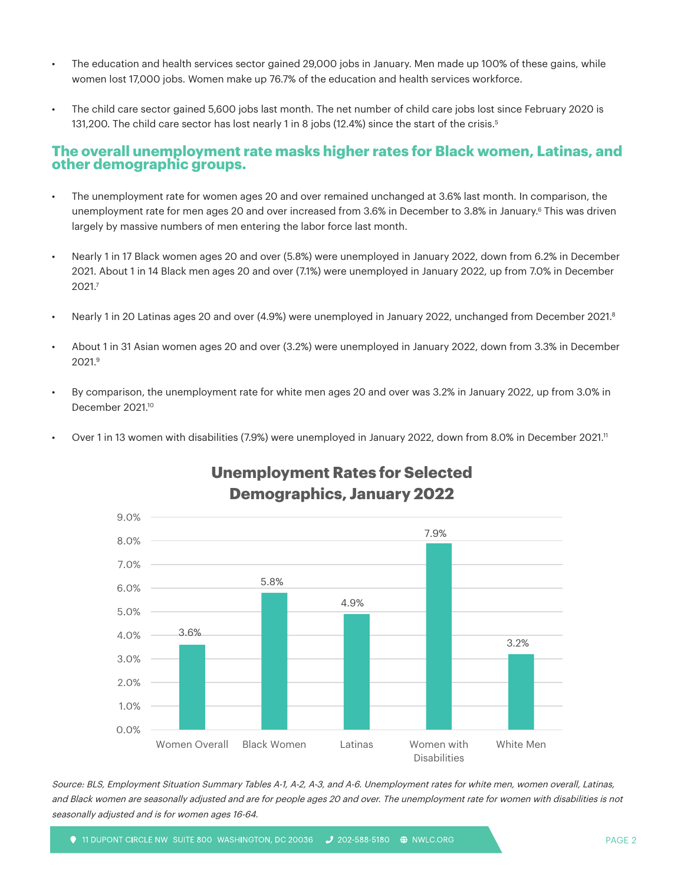- The education and health services sector gained 29,000 jobs in January. Men made up 100% of these gains, while women lost 17,000 jobs. Women make up 76.7% of the education and health services workforce.

- The child care sector gained 5,600 jobs last month. The net number of child care jobs lost since February 2020 is 131,200. The child care sector has lost nearly 1 in 8 jobs (12.4%) since the start of the crisis.[5]

## The overall unemployment rate masks higher rates for Black women, Latinas, and other demographic groups.

- The unemployment rate for women ages 20 and over remained unchanged at 3.6% last month. In comparison, the unemployment rate for men ages 20 and over increased from 3.6% in December to 3.8% in January.[6] This was driven largely by massive numbers of men entering the labor force last month.

- Nearly 1 in 17 Black women ages 20 and over (5.8%) were unemployed in January 2022, down from 6.2% in December 2021. About 1 in 14 Black men ages 20 and over (7.1%) were unemployed in January 2022, up from 7.0% in December 2021.[7]

- Nearly 1 in 20 Latinas ages 20 and over (4.9%) were unemployed in January 2022, unchanged from December 2021.[8]

- About 1 in 31 Asian women ages 20 and over (3.2%) were unemployed in January 2022, down from 3.3% in December 2021.[9]

- By comparison, the unemployment rate for white men ages 20 and over was 3.2% in January 2022, up from 3.0% in December 2021.[10]

- Over 1 in 13 women with disabilities (7.9%) were unemployed in January 2022, down from 8.0% in December 2021.[11]

### Unemployment Rates for Selected Demographics, January 2022

| Group | Unemployment Rate |
|---|---|
| Women Overall | 3.6% |
| Black Women | 5.8% |
| Latinas | 4.9% |
| Women with Disabilities | 7.9% |
| White Men | 3.2% |

*Source: BLS, Employment Situation Summary Tables A-1, A-2, A-3, and A-6. Unemployment rates for white men, women overall, Latinas, and Black women are seasonally adjusted and are for people ages 20 and over. The unemployment rate for women with disabilities is not seasonally adjusted and is for women ages 16-64.*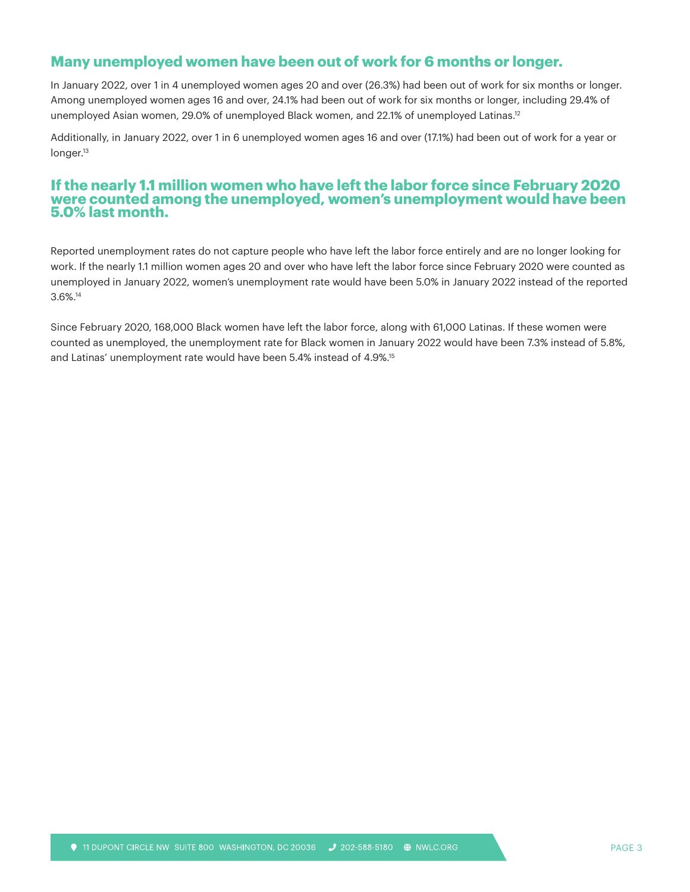## Many unemployed women have been out of work for 6 months or longer.

In January 2022, over 1 in 4 unemployed women ages 20 and over (26.3%) had been out of work for six months or longer. Among unemployed women ages 16 and over, 24.1% had been out of work for six months or longer, including 29.4% of unemployed Asian women, 29.0% of unemployed Black women, and 22.1% of unemployed Latinas.[12]

Additionally, in January 2022, over 1 in 6 unemployed women ages 16 and over (17.1%) had been out of work for a year or longer.[13]

## If the nearly 1.1 million women who have left the labor force since February 2020 were counted among the unemployed, women's unemployment would have been 5.0% last month.

Reported unemployment rates do not capture people who have left the labor force entirely and are no longer looking for work. If the nearly 1.1 million women ages 20 and over who have left the labor force since February 2020 were counted as unemployed in January 2022, women's unemployment rate would have been 5.0% in January 2022 instead of the reported 3.6%.[14]

Since February 2020, 168,000 Black women have left the labor force, along with 61,000 Latinas. If these women were counted as unemployed, the unemployment rate for Black women in January 2022 would have been 7.3% instead of 5.8%, and Latinas' unemployment rate would have been 5.4% instead of 4.9%.[15]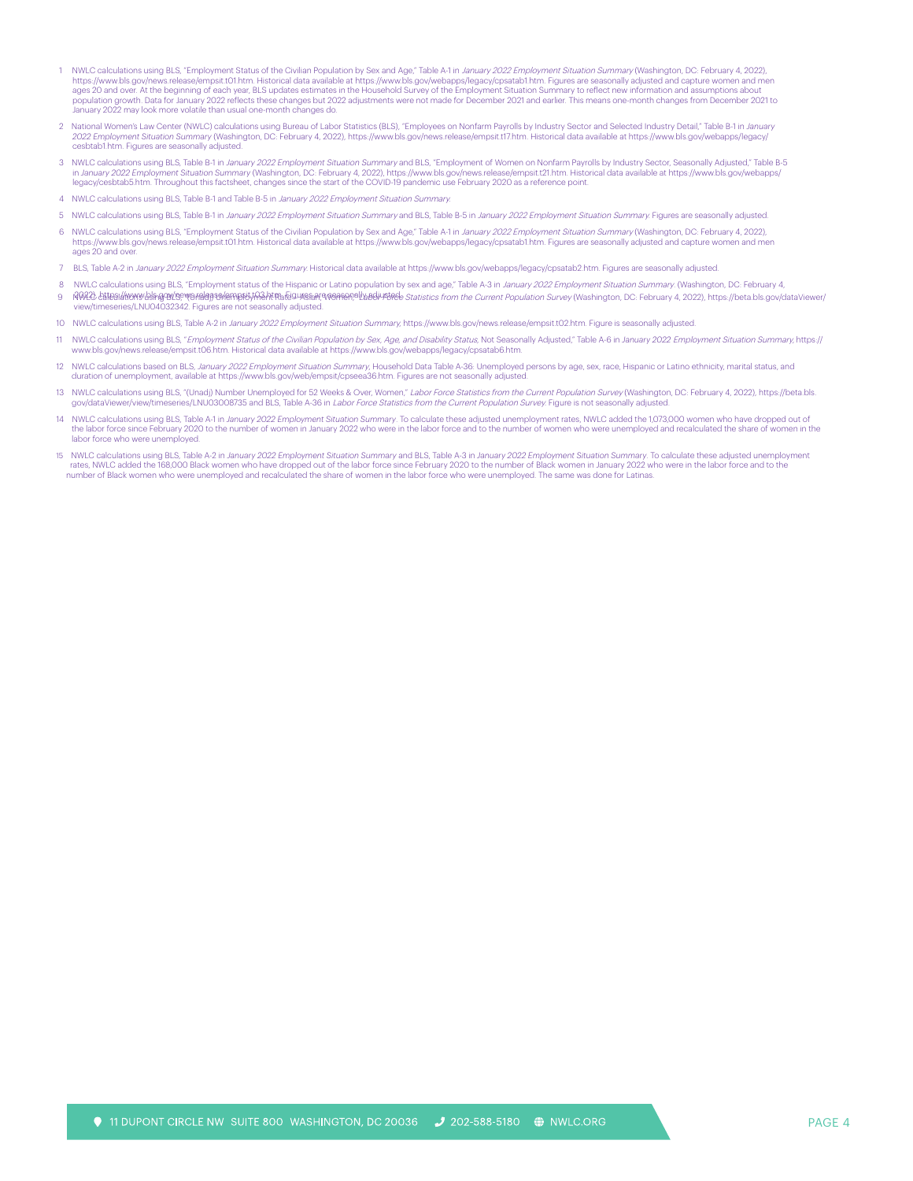1. NWLC calculations using BLS, "Employment Status of the Civilian Population by Sex and Age," Table A-1 in *January 2022 Employment Situation Summary* (Washington, DC: February 4, 2022), https://www.bls.gov/news.release/empsit.t01.htm. Historical data available at https://www.bls.gov/webapps/legacy/cpsatab1.htm. Figures are seasonally adjusted and capture women and men ages 20 and over. At the beginning of each year, BLS updates estimates in the Household Survey of the Employment Situation Summary to reflect new information and assumptions about population growth. Data for January 2022 reflects these changes but 2022 adjustments were not made for December 2021 and earlier. This means one-month changes from December 2021 to January 2022 may look more volatile than usual one-month changes do.

2. National Women's Law Center (NWLC) calculations using Bureau of Labor Statistics (BLS), "Employees on Nonfarm Payrolls by Industry Sector and Selected Industry Detail," Table B-1 in *January 2022 Employment Situation Summary* (Washington, DC: February 4, 2022), https://www.bls.gov/news.release/empsit.t17.htm. Historical data available at https://www.bls.gov/webapps/legacy/cesbtab1.htm. Figures are seasonally adjusted.

3. NWLC calculations using BLS, Table B-1 in *January 2022 Employment Situation Summary* and BLS, "Employment of Women on Nonfarm Payrolls by Industry Sector, Seasonally Adjusted," Table B-5 in *January 2022 Employment Situation Summary* (Washington, DC: February 4, 2022), https://www.bls.gov/news.release/empsit.t21.htm. Historical data available at https://www.bls.gov/webapps/legacy/cesbtab5.htm. Throughout this factsheet, changes since the start of the COVID-19 pandemic use February 2020 as a reference point.

4. NWLC calculations using BLS, Table B-1 and Table B-5 in *January 2022 Employment Situation Summary.*

5. NWLC calculations using BLS, Table B-1 in *January 2022 Employment Situation Summary* and BLS, Table B-5 in *January 2022 Employment Situation Summary.* Figures are seasonally adjusted.

6. NWLC calculations using BLS, "Employment Status of the Civilian Population by Sex and Age," Table A-1 in *January 2022 Employment Situation Summary* (Washington, DC: February 4, 2022), https://www.bls.gov/news.release/empsit.t01.htm. Historical data available at https://www.bls.gov/webapps/legacy/cpsatab1.htm. Figures are seasonally adjusted and capture women and men ages 20 and over.

7. BLS, Table A-2 in *January 2022 Employment Situation Summary.* Historical data available at https://www.bls.gov/webapps/legacy/cpsatab2.htm. Figures are seasonally adjusted.

8. NWLC calculations using BLS, "Employment status of the Hispanic or Latino population by sex and age," Table A-3 in *January 2022 Employment Situation Summary.* (Washington, DC: February 4, 2022), https://www.bls.gov/news.release/empsit.t03.htm. Figures are seasonally adjusted.

9. NWLC calculations using BLS, "(Unadj) Unemployment Rate - Asian, Women," *Labor Force Statistics from the Current Population Survey* (Washington, DC: February 4, 2022), https://beta.bls.gov/dataViewer/view/timeseries/LNU04032342. Figures are not seasonally adjusted.

10. NWLC calculations using BLS, Table A-2 in *January 2022 Employment Situation Summary,* https://www.bls.gov/news.release/empsit.t02.htm. Figure is seasonally adjusted.

11. NWLC calculations using BLS, "*Employment Status of the Civilian Population by Sex, Age, and Disability Status,* Not Seasonally Adjusted," Table A-6 in *January 2022 Employment Situation Summary,* https://www.bls.gov/news.release/empsit.t06.htm. Historical data available at https://www.bls.gov/webapps/legacy/cpsatab6.htm.

12. NWLC calculations based on BLS, *January 2022 Employment Situation Summary*, Household Data Table A-36: Unemployed persons by age, sex, race, Hispanic or Latino ethnicity, marital status, and duration of unemployment, available at https://www.bls.gov/web/empsit/cpseea36.htm. Figures are not seasonally adjusted.

13. NWLC calculations using BLS, "(Unadj) Number Unemployed for 52 Weeks & Over, Women," *Labor Force Statistics from the Current Population Survey* (Washington, DC: February 4, 2022), https://beta.bls.gov/dataViewer/view/timeseries/LNU03008735 and BLS, Table A-36 in *Labor Force Statistics from the Current Population Survey.* Figure is not seasonally adjusted.

14. NWLC calculations using BLS, Table A-1 in *January 2022 Employment Situation Summary*. To calculate these adjusted unemployment rates, NWLC added the 1,073,000 women who have dropped out of the labor force since February 2020 to the number of women in January 2022 who were in the labor force and to the number of women who were unemployed and recalculated the share of women in the labor force who were unemployed.

15. NWLC calculations using BLS, Table A-2 in *January 2022 Employment Situation Summary* and BLS, Table A-3 in *January 2022 Employment Situation Summary*. To calculate these adjusted unemployment rates, NWLC added the 168,000 Black women who have dropped out of the labor force since February 2020 to the number of Black women in January 2022 who were in the labor force and to the number of Black women who were unemployed and recalculated the share of women in the labor force who were unemployed. The same was done for Latinas.

11 DUPONT CIRCLE NW SUITE 800 WASHINGTON, DC 20036 202-588-5180 NWLC.ORG